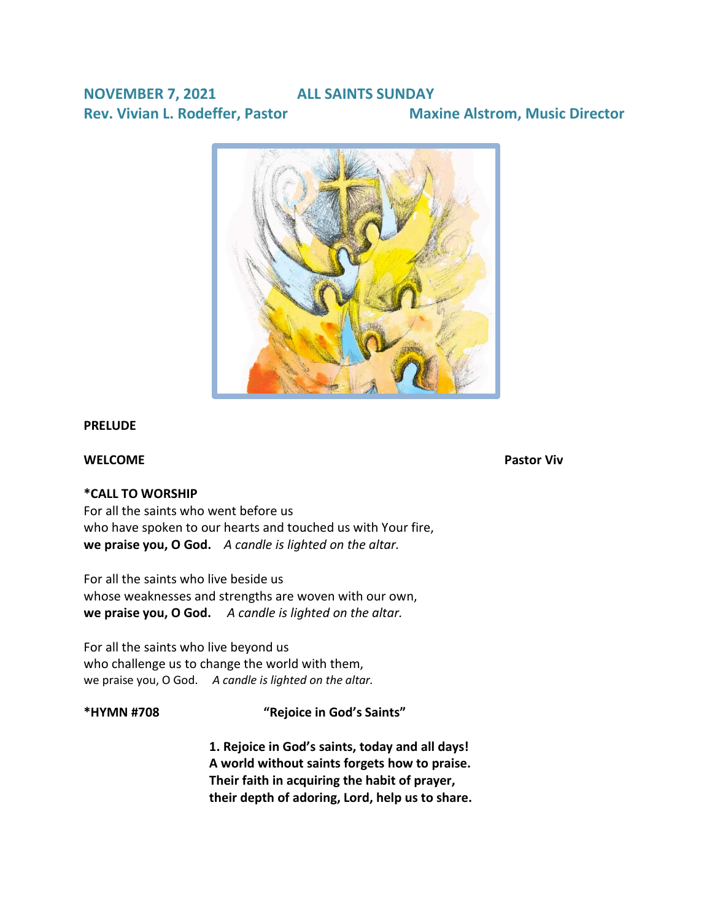**NOVEMBER 7, 2021** **ALL SAINTS SUNDAY**

**Rev. Vivian L. Rodeffer, Pastor** **Maxine Alstrom, Music Director**

**PRELUDE**

**WELCOME** **Pastor Viv**

**\*CALL TO WORSHIP**

For all the saints who went before us
who have spoken to our hearts and touched us with Your fire,
**we praise you, O God.** *A candle is lighted on the altar.*

For all the saints who live beside us
whose weaknesses and strengths are woven with our own,
**we praise you, O God.** *A candle is lighted on the altar.*

For all the saints who live beyond us
who challenge us to change the world with them,
we praise you, O God. *A candle is lighted on the altar.*

**\*HYMN #708** **"Rejoice in God's Saints"**

**1. Rejoice in God's saints, today and all days!**
**A world without saints forgets how to praise.**
**Their faith in acquiring the habit of prayer,**
**their depth of adoring, Lord, help us to share.**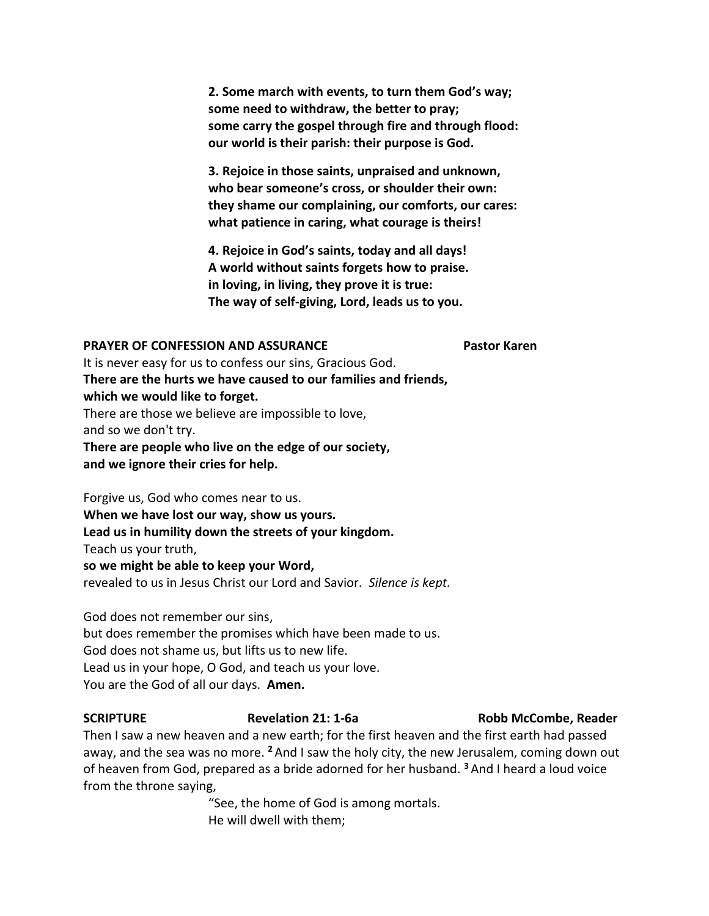**2. Some march with events, to turn them God's way;**
**some need to withdraw, the better to pray;**
**some carry the gospel through fire and through flood:**
**our world is their parish: their purpose is God.**

**3. Rejoice in those saints, unpraised and unknown,**
**who bear someone's cross, or shoulder their own:**
**they shame our complaining, our comforts, our cares:**
**what patience in caring, what courage is theirs!**

**4. Rejoice in God's saints, today and all days!**
**A world without saints forgets how to praise.**
**in loving, in living, they prove it is true:**
**The way of self-giving, Lord, leads us to you.**

**PRAYER OF CONFESSION AND ASSURANCE** **Pastor Karen**

It is never easy for us to confess our sins, Gracious God.
**There are the hurts we have caused to our families and friends,**
**which we would like to forget.**
There are those we believe are impossible to love,
and so we don't try.
**There are people who live on the edge of our society,**
**and we ignore their cries for help.**

Forgive us, God who comes near to us.
**When we have lost our way, show us yours.**
**Lead us in humility down the streets of your kingdom.**
Teach us your truth,
**so we might be able to keep your Word,**
revealed to us in Jesus Christ our Lord and Savior. *Silence is kept.*

God does not remember our sins,
but does remember the promises which have been made to us.
God does not shame us, but lifts us to new life.
Lead us in your hope, O God, and teach us your love.
You are the God of all our days. **Amen.**

**SCRIPTURE** **Revelation 21: 1-6a** **Robb McCombe, Reader**

Then I saw a new heaven and a new earth; for the first heaven and the first earth had passed away, and the sea was no more. [2] And I saw the holy city, the new Jerusalem, coming down out of heaven from God, prepared as a bride adorned for her husband. [3] And I heard a loud voice from the throne saying,

"See, the home of God is among mortals.
He will dwell with them;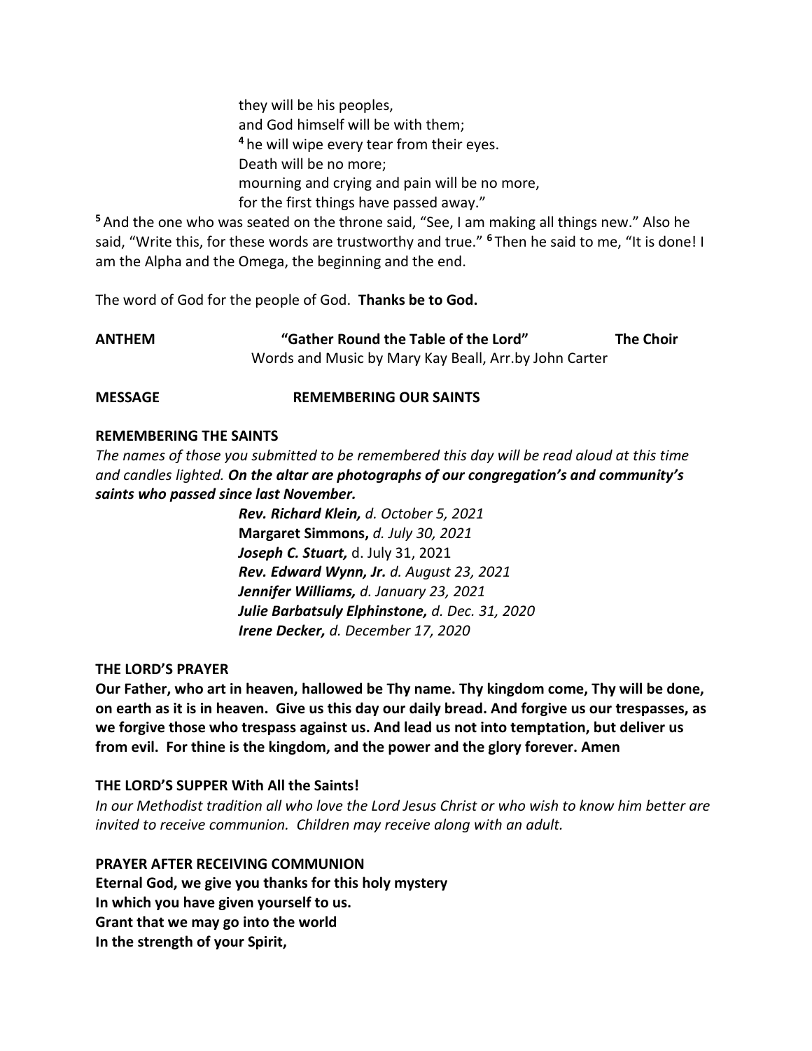they will be his peoples,
and God himself will be with them;
[4] he will wipe every tear from their eyes.
Death will be no more;
mourning and crying and pain will be no more,
for the first things have passed away."

[5] And the one who was seated on the throne said, "See, I am making all things new." Also he said, "Write this, for these words are trustworthy and true." [6] Then he said to me, "It is done! I am the Alpha and the Omega, the beginning and the end.

The word of God for the people of God. **Thanks be to God.**

**ANTHEM** **"Gather Round the Table of the Lord"** **The Choir**
Words and Music by Mary Kay Beall, Arr.by John Carter

**MESSAGE** **REMEMBERING OUR SAINTS**

**REMEMBERING THE SAINTS**

*The names of those you submitted to be remembered this day will be read aloud at this time and candles lighted.* ***On the altar are photographs of our congregation's and community's saints who passed since last November.***

***Rev. Richard Klein,*** *d. October 5, 2021*
**Margaret Simmons,** *d. July 30, 2021*
***Joseph C. Stuart,*** d. July 31, 2021
***Rev. Edward Wynn, Jr.*** *d. August 23, 2021*
***Jennifer Williams,*** *d. January 23, 2021*
***Julie Barbatsuly Elphinstone,*** *d. Dec. 31, 2020*
***Irene Decker,*** *d. December 17, 2020*

**THE LORD'S PRAYER**

**Our Father, who art in heaven, hallowed be Thy name. Thy kingdom come, Thy will be done, on earth as it is in heaven. Give us this day our daily bread. And forgive us our trespasses, as we forgive those who trespass against us. And lead us not into temptation, but deliver us from evil. For thine is the kingdom, and the power and the glory forever. Amen**

**THE LORD'S SUPPER With All the Saints!**

*In our Methodist tradition all who love the Lord Jesus Christ or who wish to know him better are invited to receive communion. Children may receive along with an adult.*

**PRAYER AFTER RECEIVING COMMUNION**

**Eternal God, we give you thanks for this holy mystery**
**In which you have given yourself to us.**
**Grant that we may go into the world**
**In the strength of your Spirit,**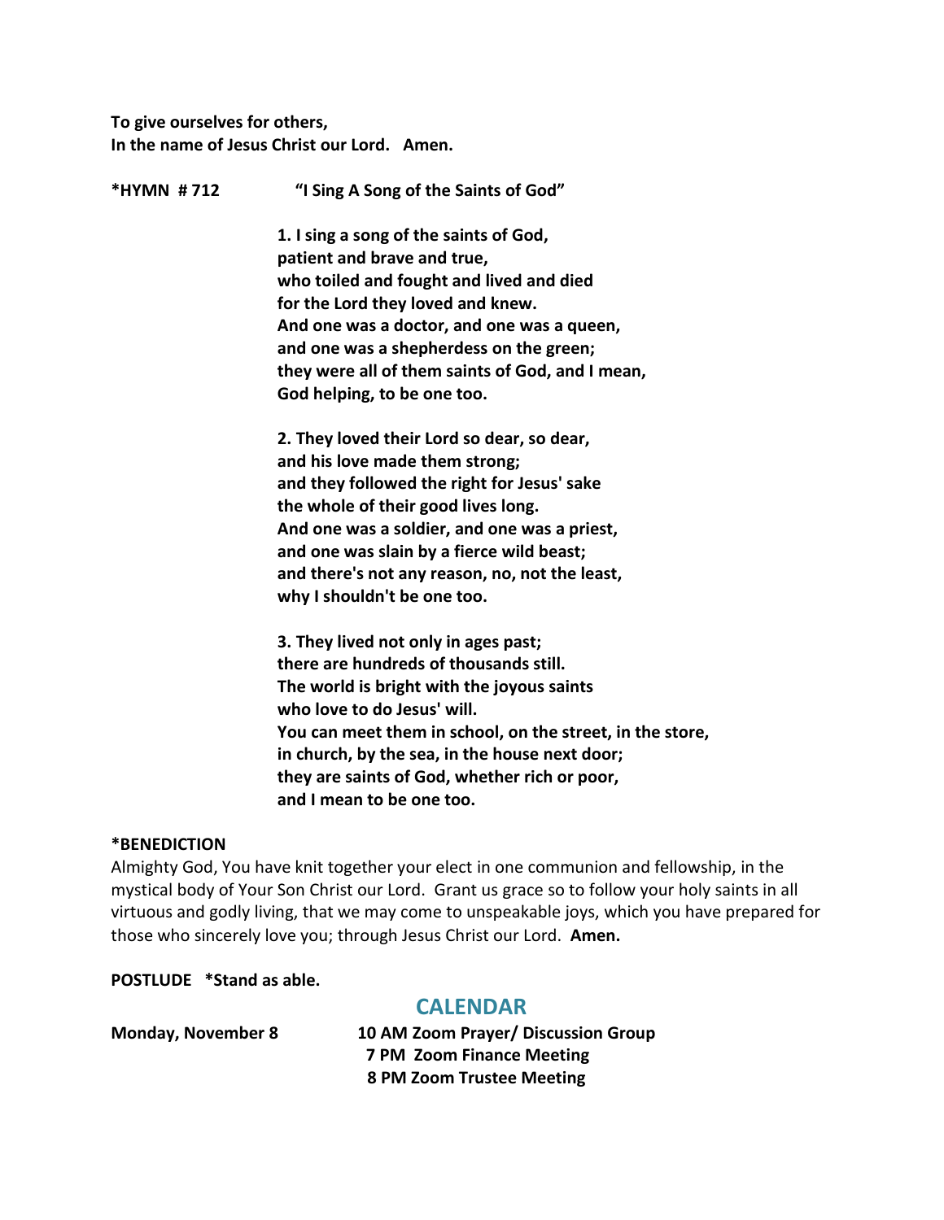**To give ourselves for others,**
**In the name of Jesus Christ our Lord. Amen.**

**\*HYMN # 712 "I Sing A Song of the Saints of God"**

**1. I sing a song of the saints of God,**
**patient and brave and true,**
**who toiled and fought and lived and died**
**for the Lord they loved and knew.**
**And one was a doctor, and one was a queen,**
**and one was a shepherdess on the green;**
**they were all of them saints of God, and I mean,**
**God helping, to be one too.**

**2. They loved their Lord so dear, so dear,**
**and his love made them strong;**
**and they followed the right for Jesus' sake**
**the whole of their good lives long.**
**And one was a soldier, and one was a priest,**
**and one was slain by a fierce wild beast;**
**and there's not any reason, no, not the least,**
**why I shouldn't be one too.**

**3. They lived not only in ages past;**
**there are hundreds of thousands still.**
**The world is bright with the joyous saints**
**who love to do Jesus' will.**
**You can meet them in school, on the street, in the store,**
**in church, by the sea, in the house next door;**
**they are saints of God, whether rich or poor,**
**and I mean to be one too.**

**\*BENEDICTION**

Almighty God, You have knit together your elect in one communion and fellowship, in the mystical body of Your Son Christ our Lord. Grant us grace so to follow your holy saints in all virtuous and godly living, that we may come to unspeakable joys, which you have prepared for those who sincerely love you; through Jesus Christ our Lord. **Amen.**

**POSTLUDE \*Stand as able.**

## CALENDAR

| | |
|---|---|
| **Monday, November 8** | **10 AM Zoom Prayer/ Discussion Group** |
| | **7 PM Zoom Finance Meeting** |
| | **8 PM Zoom Trustee Meeting** |